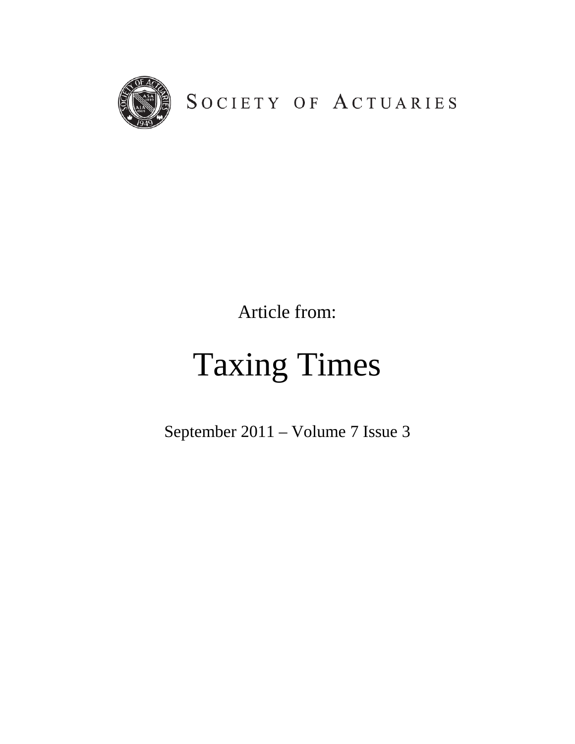SOCIETY OF ACTUARIES

Article from:

# Taxing Times

September 2011 – Volume 7 Issue 3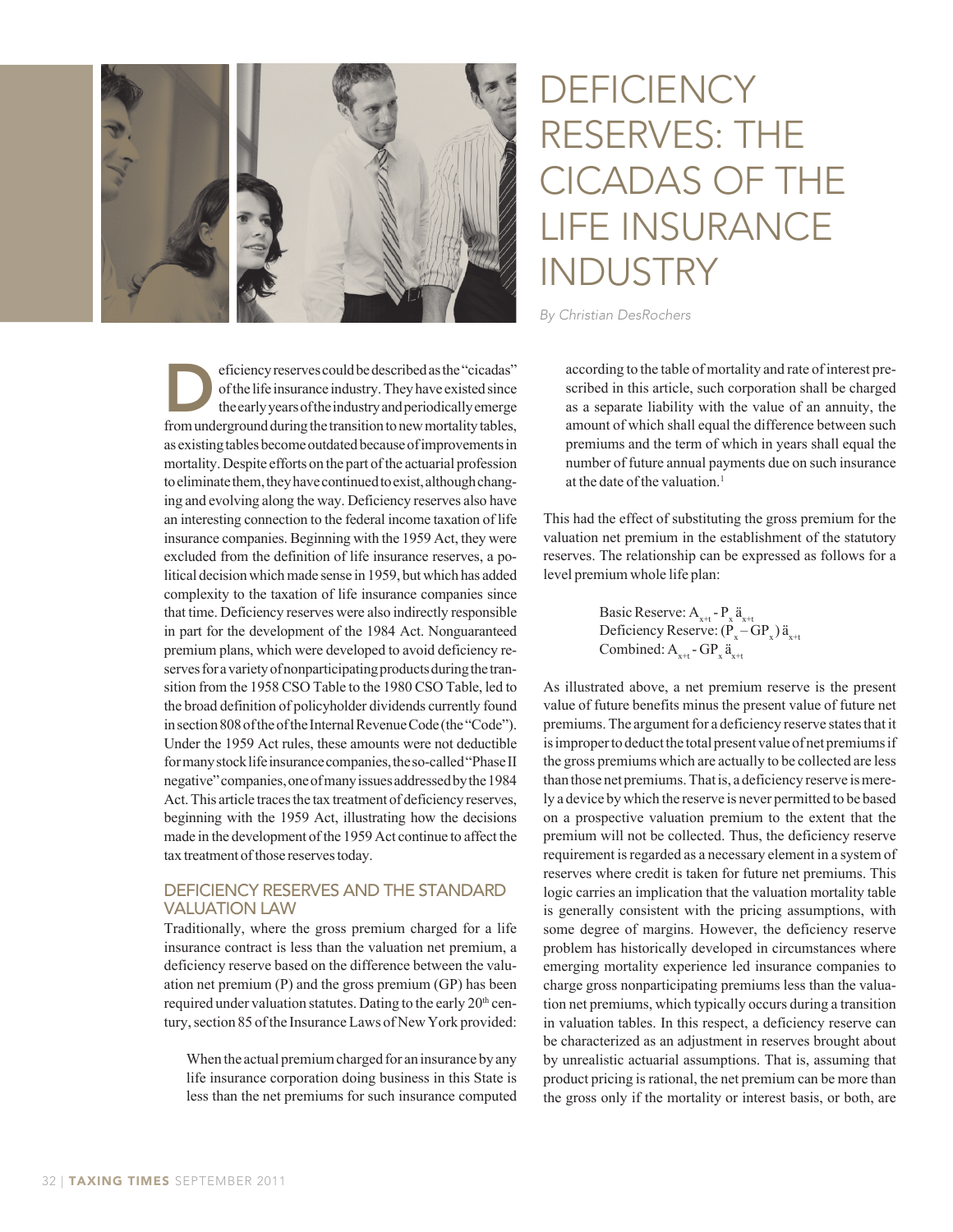# DEFICIENCY RESERVES: THE CICADAS OF THE LIFE INSURANCE INDUSTRY

*By Christian DesRochers*

Deficiency reserves could be described as the "cicadas" of the life insurance industry. They have existed since the early years of the industry and periodically emerge from underground during the transition to new mortality tables, as existing tables become outdated because of improvements in mortality. Despite efforts on the part of the actuarial profession to eliminate them, they have continued to exist, although changing and evolving along the way. Deficiency reserves also have an interesting connection to the federal income taxation of life insurance companies. Beginning with the 1959 Act, they were excluded from the definition of life insurance reserves, a political decision which made sense in 1959, but which has added complexity to the taxation of life insurance companies since that time. Deficiency reserves were also indirectly responsible in part for the development of the 1984 Act. Nonguaranteed premium plans, which were developed to avoid deficiency reserves for a variety of nonparticipating products during the transition from the 1958 CSO Table to the 1980 CSO Table, led to the broad definition of policyholder dividends currently found in section 808 of the of the Internal Revenue Code (the "Code"). Under the 1959 Act rules, these amounts were not deductible for many stock life insurance companies, the so-called "Phase II negative" companies, one of many issues addressed by the 1984 Act. This article traces the tax treatment of deficiency reserves, beginning with the 1959 Act, illustrating how the decisions made in the development of the 1959 Act continue to affect the tax treatment of those reserves today.

## DEFICIENCY RESERVES AND THE STANDARD VALUATION LAW

Traditionally, where the gross premium charged for a life insurance contract is less than the valuation net premium, a deficiency reserve based on the difference between the valuation net premium (P) and the gross premium (GP) has been required under valuation statutes. Dating to the early 20th century, section 85 of the Insurance Laws of New York provided:

> When the actual premium charged for an insurance by any life insurance corporation doing business in this State is less than the net premiums for such insurance computed according to the table of mortality and rate of interest prescribed in this article, such corporation shall be charged as a separate liability with the value of an annuity, the amount of which shall equal the difference between such premiums and the term of which in years shall equal the number of future annual payments due on such insurance at the date of the valuation.[1]

This had the effect of substituting the gross premium for the valuation net premium in the establishment of the statutory reserves. The relationship can be expressed as follows for a level premium whole life plan:

Basic Reserve: $A_{x+t} - P_x \ddot{a}_{x+t}$
Deficiency Reserve: $(P_x - GP_x)\, \ddot{a}_{x+t}$
Combined: $A_{x+t} - GP_x \ddot{a}_{x+t}$

As illustrated above, a net premium reserve is the present value of future benefits minus the present value of future net premiums. The argument for a deficiency reserve states that it is improper to deduct the total present value of net premiums if the gross premiums which are actually to be collected are less than those net premiums. That is, a deficiency reserve is merely a device by which the reserve is never permitted to be based on a prospective valuation premium to the extent that the premium will not be collected. Thus, the deficiency reserve requirement is regarded as a necessary element in a system of reserves where credit is taken for future net premiums. This logic carries an implication that the valuation mortality table is generally consistent with the pricing assumptions, with some degree of margins. However, the deficiency reserve problem has historically developed in circumstances where emerging mortality experience led insurance companies to charge gross nonparticipating premiums less than the valuation net premiums, which typically occurs during a transition in valuation tables. In this respect, a deficiency reserve can be characterized as an adjustment in reserves brought about by unrealistic actuarial assumptions. That is, assuming that product pricing is rational, the net premium can be more than the gross only if the mortality or interest basis, or both, are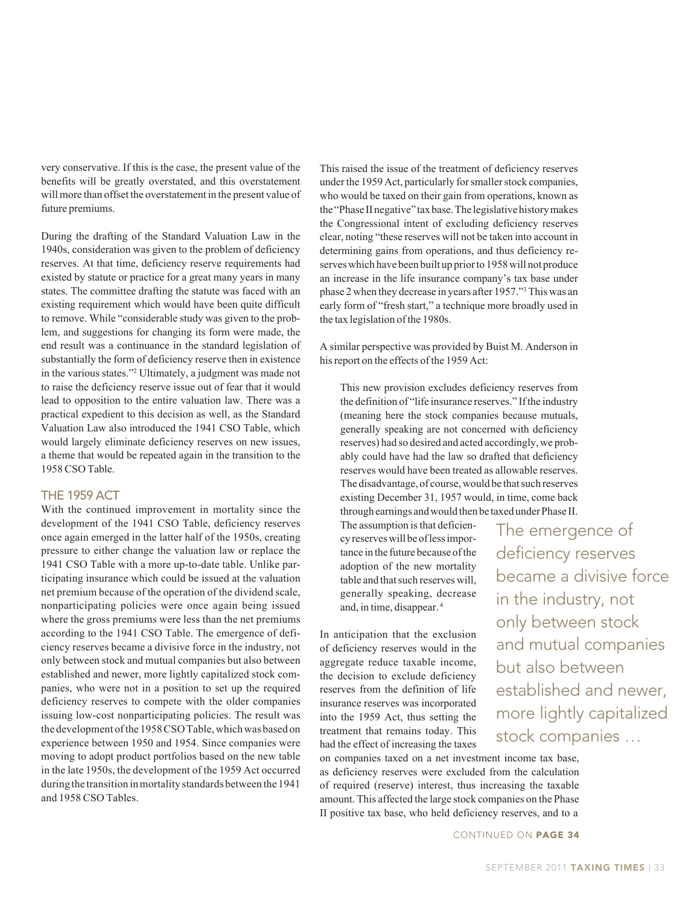very conservative. If this is the case, the present value of the benefits will be greatly overstated, and this overstatement will more than offset the overstatement in the present value of future premiums.

During the drafting of the Standard Valuation Law in the 1940s, consideration was given to the problem of deficiency reserves. At that time, deficiency reserve requirements had existed by statute or practice for a great many years in many states. The committee drafting the statute was faced with an existing requirement which would have been quite difficult to remove. While "considerable study was given to the problem, and suggestions for changing its form were made, the end result was a continuance in the standard legislation of substantially the form of deficiency reserve then in existence in the various states."[2] Ultimately, a judgment was made not to raise the deficiency reserve issue out of fear that it would lead to opposition to the entire valuation law. There was a practical expedient to this decision as well, as the Standard Valuation Law also introduced the 1941 CSO Table, which would largely eliminate deficiency reserves on new issues, a theme that would be repeated again in the transition to the 1958 CSO Table.

## THE 1959 ACT

With the continued improvement in mortality since the development of the 1941 CSO Table, deficiency reserves once again emerged in the latter half of the 1950s, creating pressure to either change the valuation law or replace the 1941 CSO Table with a more up-to-date table. Unlike participating insurance which could be issued at the valuation net premium because of the operation of the dividend scale, nonparticipating policies were once again being issued where the gross premiums were less than the net premiums according to the 1941 CSO Table. The emergence of deficiency reserves became a divisive force in the industry, not only between stock and mutual companies but also between established and newer, more lightly capitalized stock companies, who were not in a position to set up the required deficiency reserves to compete with the older companies issuing low-cost nonparticipating policies. The result was the development of the 1958 CSO Table, which was based on experience between 1950 and 1954. Since companies were moving to adopt product portfolios based on the new table in the late 1950s, the development of the 1959 Act occurred during the transition in mortality standards between the 1941 and 1958 CSO Tables.

This raised the issue of the treatment of deficiency reserves under the 1959 Act, particularly for smaller stock companies, who would be taxed on their gain from operations, known as the "Phase II negative" tax base. The legislative history makes the Congressional intent of excluding deficiency reserves clear, noting "these reserves will not be taken into account in determining gains from operations, and thus deficiency reserves which have been built up prior to 1958 will not produce an increase in the life insurance company's tax base under phase 2 when they decrease in years after 1957."[3] This was an early form of "fresh start," a technique more broadly used in the tax legislation of the 1980s.

A similar perspective was provided by Buist M. Anderson in his report on the effects of the 1959 Act:

> This new provision excludes deficiency reserves from the definition of "life insurance reserves." If the industry (meaning here the stock companies because mutuals, generally speaking are not concerned with deficiency reserves) had so desired and acted accordingly, we probably could have had the law so drafted that deficiency reserves would have been treated as allowable reserves. The disadvantage, of course, would be that such reserves existing December 31, 1957 would, in time, come back through earnings and would then be taxed under Phase II. The assumption is that deficiency reserves will be of less importance in the future because of the adoption of the new mortality table and that such reserves will, generally speaking, decrease and, in time, disappear.[4]

In anticipation that the exclusion of deficiency reserves would in the aggregate reduce taxable income, the decision to exclude deficiency reserves from the definition of life insurance reserves was incorporated into the 1959 Act, thus setting the treatment that remains today. This had the effect of increasing the taxes on companies taxed on a net investment income tax base, as deficiency reserves were excluded from the calculation of required (reserve) interest, thus increasing the taxable amount. This affected the large stock companies on the Phase II positive tax base, who held deficiency reserves, and to a

> The emergence of deficiency reserves became a divisive force in the industry, not only between stock and mutual companies but also between established and newer, more lightly capitalized stock companies …

CONTINUED ON PAGE 34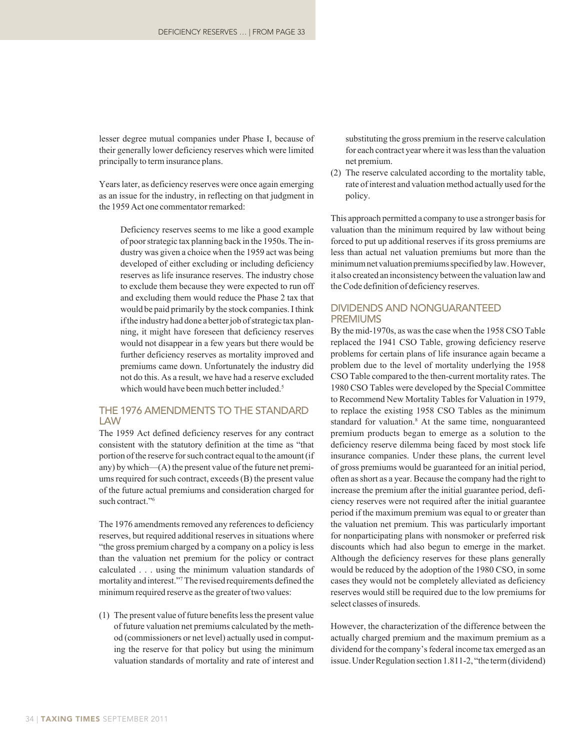lesser degree mutual companies under Phase I, because of their generally lower deficiency reserves which were limited principally to term insurance plans.

Years later, as deficiency reserves were once again emerging as an issue for the industry, in reflecting on that judgment in the 1959 Act one commentator remarked:

> Deficiency reserves seems to me like a good example of poor strategic tax planning back in the 1950s. The industry was given a choice when the 1959 act was being developed of either excluding or including deficiency reserves as life insurance reserves. The industry chose to exclude them because they were expected to run off and excluding them would reduce the Phase 2 tax that would be paid primarily by the stock companies. I think if the industry had done a better job of strategic tax planning, it might have foreseen that deficiency reserves would not disappear in a few years but there would be further deficiency reserves as mortality improved and premiums came down. Unfortunately the industry did not do this. As a result, we have had a reserve excluded which would have been much better included.[5]

## THE 1976 AMENDMENTS TO THE STANDARD LAW

The 1959 Act defined deficiency reserves for any contract consistent with the statutory definition at the time as "that portion of the reserve for such contract equal to the amount (if any) by which—(A) the present value of the future net premiums required for such contract, exceeds (B) the present value of the future actual premiums and consideration charged for such contract."[6]

The 1976 amendments removed any references to deficiency reserves, but required additional reserves in situations where "the gross premium charged by a company on a policy is less than the valuation net premium for the policy or contract calculated . . . using the minimum valuation standards of mortality and interest."[7] The revised requirements defined the minimum required reserve as the greater of two values:

(1) The present value of future benefits less the present value of future valuation net premiums calculated by the method (commissioners or net level) actually used in computing the reserve for that policy but using the minimum valuation standards of mortality and rate of interest and substituting the gross premium in the reserve calculation for each contract year where it was less than the valuation net premium.

(2) The reserve calculated according to the mortality table, rate of interest and valuation method actually used for the policy.

This approach permitted a company to use a stronger basis for valuation than the minimum required by law without being forced to put up additional reserves if its gross premiums are less than actual net valuation premiums but more than the minimum net valuation premiums specified by law. However, it also created an inconsistency between the valuation law and the Code definition of deficiency reserves.

## DIVIDENDS AND NONGUARANTEED PREMIUMS

By the mid-1970s, as was the case when the 1958 CSO Table replaced the 1941 CSO Table, growing deficiency reserve problems for certain plans of life insurance again became a problem due to the level of mortality underlying the 1958 CSO Table compared to the then-current mortality rates. The 1980 CSO Tables were developed by the Special Committee to Recommend New Mortality Tables for Valuation in 1979, to replace the existing 1958 CSO Tables as the minimum standard for valuation.[8] At the same time, nonguaranteed premium products began to emerge as a solution to the deficiency reserve dilemma being faced by most stock life insurance companies. Under these plans, the current level of gross premiums would be guaranteed for an initial period, often as short as a year. Because the company had the right to increase the premium after the initial guarantee period, deficiency reserves were not required after the initial guarantee period if the maximum premium was equal to or greater than the valuation net premium. This was particularly important for nonparticipating plans with nonsmoker or preferred risk discounts which had also begun to emerge in the market. Although the deficiency reserves for these plans generally would be reduced by the adoption of the 1980 CSO, in some cases they would not be completely alleviated as deficiency reserves would still be required due to the low premiums for select classes of insureds.

However, the characterization of the difference between the actually charged premium and the maximum premium as a dividend for the company's federal income tax emerged as an issue. Under Regulation section 1.811-2, "the term (dividend)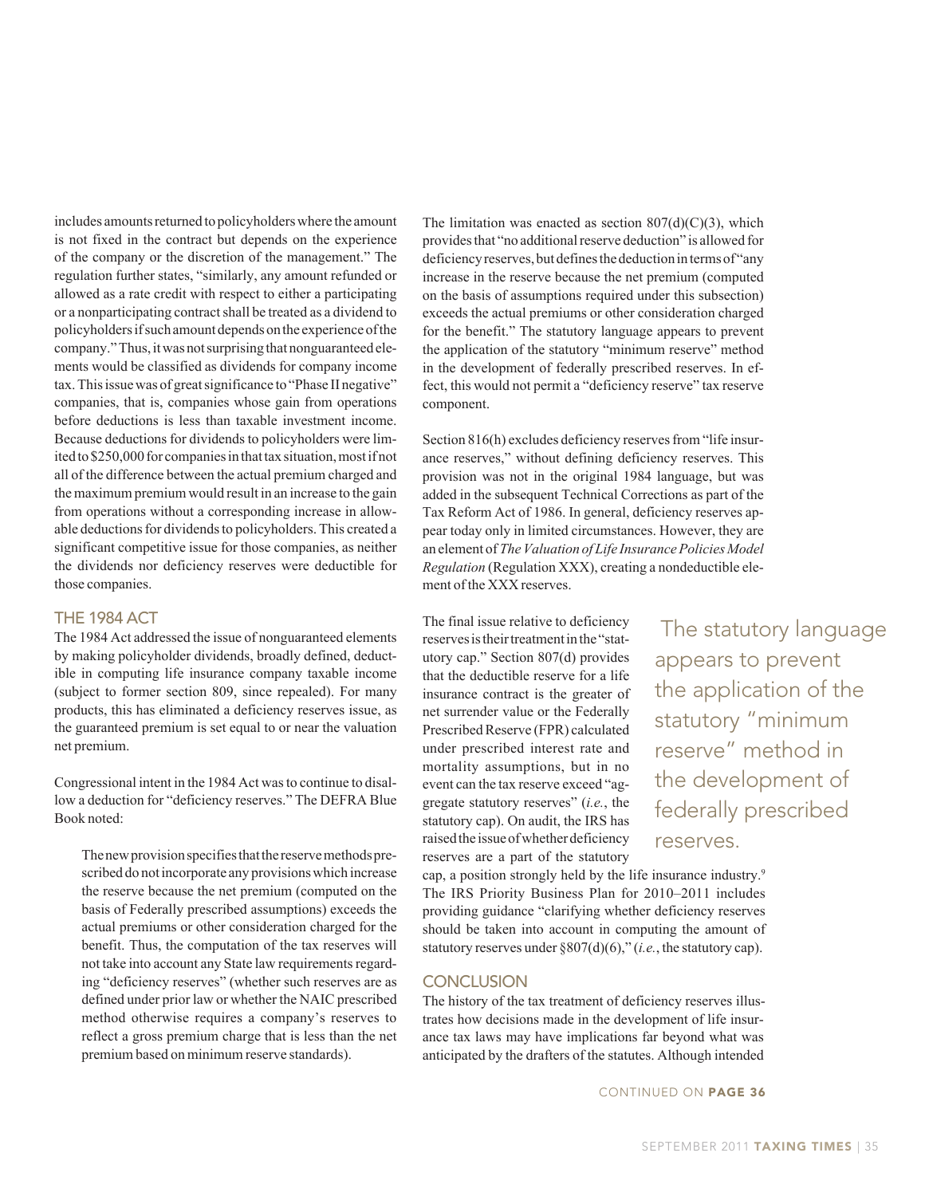includes amounts returned to policyholders where the amount is not fixed in the contract but depends on the experience of the company or the discretion of the management." The regulation further states, "similarly, any amount refunded or allowed as a rate credit with respect to either a participating or a nonparticipating contract shall be treated as a dividend to policyholders if such amount depends on the experience of the company." Thus, it was not surprising that nonguaranteed elements would be classified as dividends for company income tax. This issue was of great significance to "Phase II negative" companies, that is, companies whose gain from operations before deductions is less than taxable investment income. Because deductions for dividends to policyholders were limited to $250,000 for companies in that tax situation, most if not all of the difference between the actual premium charged and the maximum premium would result in an increase to the gain from operations without a corresponding increase in allowable deductions for dividends to policyholders. This created a significant competitive issue for those companies, as neither the dividends nor deficiency reserves were deductible for those companies.

## THE 1984 ACT

The 1984 Act addressed the issue of nonguaranteed elements by making policyholder dividends, broadly defined, deductible in computing life insurance company taxable income (subject to former section 809, since repealed). For many products, this has eliminated a deficiency reserves issue, as the guaranteed premium is set equal to or near the valuation net premium.

Congressional intent in the 1984 Act was to continue to disallow a deduction for "deficiency reserves." The DEFRA Blue Book noted:

> The new provision specifies that the reserve methods prescribed do not incorporate any provisions which increase the reserve because the net premium (computed on the basis of Federally prescribed assumptions) exceeds the actual premiums or other consideration charged for the benefit. Thus, the computation of the tax reserves will not take into account any State law requirements regarding "deficiency reserves" (whether such reserves are as defined under prior law or whether the NAIC prescribed method otherwise requires a company's reserves to reflect a gross premium charge that is less than the net premium based on minimum reserve standards).

The limitation was enacted as section 807(d)(C)(3), which provides that "no additional reserve deduction" is allowed for deficiency reserves, but defines the deduction in terms of "any increase in the reserve because the net premium (computed on the basis of assumptions required under this subsection) exceeds the actual premiums or other consideration charged for the benefit." The statutory language appears to prevent the application of the statutory "minimum reserve" method in the development of federally prescribed reserves. In effect, this would not permit a "deficiency reserve" tax reserve component.

Section 816(h) excludes deficiency reserves from "life insurance reserves," without defining deficiency reserves. This provision was not in the original 1984 language, but was added in the subsequent Technical Corrections as part of the Tax Reform Act of 1986. In general, deficiency reserves appear today only in limited circumstances. However, they are an element of *The Valuation of Life Insurance Policies Model Regulation* (Regulation XXX), creating a nondeductible element of the XXX reserves.

The final issue relative to deficiency reserves is their treatment in the "statutory cap." Section 807(d) provides that the deductible reserve for a life insurance contract is the greater of net surrender value or the Federally Prescribed Reserve (FPR) calculated under prescribed interest rate and mortality assumptions, but in no event can the tax reserve exceed "aggregate statutory reserves" (*i.e.*, the statutory cap). On audit, the IRS has raised the issue of whether deficiency reserves are a part of the statutory cap, a position strongly held by the life insurance industry.[9] The IRS Priority Business Plan for 2010–2011 includes providing guidance "clarifying whether deficiency reserves should be taken into account in computing the amount of statutory reserves under §807(d)(6)," (*i.e.*, the statutory cap).

> The statutory language appears to prevent the application of the statutory "minimum reserve" method in the development of federally prescribed reserves.

## CONCLUSION

The history of the tax treatment of deficiency reserves illustrates how decisions made in the development of life insurance tax laws may have implications far beyond what was anticipated by the drafters of the statutes. Although intended

CONTINUED ON **PAGE 36**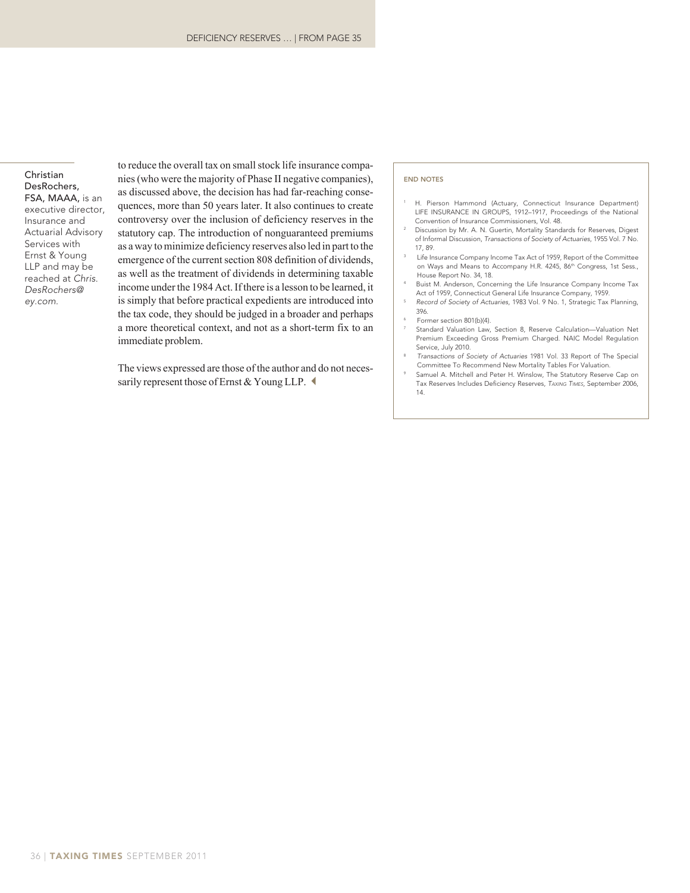to reduce the overall tax on small stock life insurance companies (who were the majority of Phase II negative companies), as discussed above, the decision has had far-reaching consequences, more than 50 years later. It also continues to create controversy over the inclusion of deficiency reserves in the statutory cap. The introduction of nonguaranteed premiums as a way to minimize deficiency reserves also led in part to the emergence of the current section 808 definition of dividends, as well as the treatment of dividends in determining taxable income under the 1984 Act. If there is a lesson to be learned, it is simply that before practical expedients are introduced into the tax code, they should be judged in a broader and perhaps a more theoretical context, and not as a short-term fix to an immediate problem.

The views expressed are those of the author and do not necessarily represent those of Ernst & Young LLP.

**Christian DesRochers, FSA, MAAA,** is an executive director, Insurance and Actuarial Advisory Services with Ernst & Young LLP and may be reached at *Chris.DesRochers@ey.com.*

### END NOTES

1. H. Pierson Hammond (Actuary, Connecticut Insurance Department) LIFE INSURANCE IN GROUPS, 1912–1917, Proceedings of the National Convention of Insurance Commissioners, Vol. 48.
2. Discussion by Mr. A. N. Guertin, Mortality Standards for Reserves, Digest of Informal Discussion, *Transactions of Society of Actuaries*, 1955 Vol. 7 No. 17, 89.
3. Life Insurance Company Income Tax Act of 1959, Report of the Committee on Ways and Means to Accompany H.R. 4245, 86th Congress, 1st Sess., House Report No. 34, 18.
4. Buist M. Anderson, Concerning the Life Insurance Company Income Tax Act of 1959, Connecticut General Life Insurance Company, 1959.
5. *Record of Society of Actuaries*, 1983 Vol. 9 No. 1, Strategic Tax Planning, 396.
6. Former section 801(b)(4).
7. Standard Valuation Law, Section 8, Reserve Calculation—Valuation Net Premium Exceeding Gross Premium Charged. NAIC Model Regulation Service, July 2010.
8. *Transactions of Society of Actuaries* 1981 Vol. 33 Report of The Special Committee To Recommend New Mortality Tables For Valuation.
9. Samuel A. Mitchell and Peter H. Winslow, The Statutory Reserve Cap on Tax Reserves Includes Deficiency Reserves, *Taxing Times*, September 2006, 14.